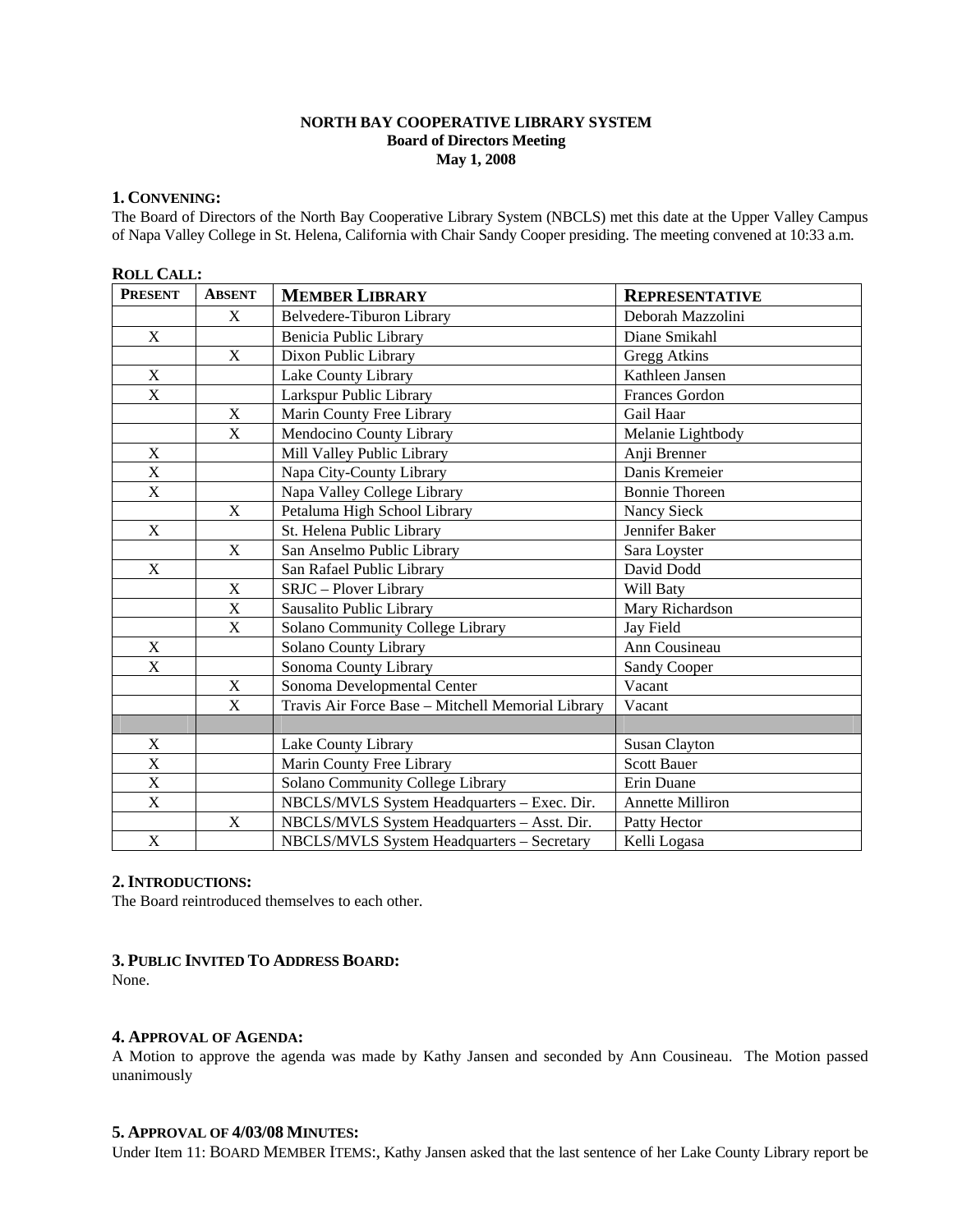**NORTH BAY COOPERATIVE LIBRARY SYSTEM**
**Board of Directors Meeting**
**May 1, 2008**

## 1. CONVENING:

The Board of Directors of the North Bay Cooperative Library System (NBCLS) met this date at the Upper Valley Campus of Napa Valley College in St. Helena, California with Chair Sandy Cooper presiding. The meeting convened at 10:33 a.m.

**ROLL CALL:**

| PRESENT | ABSENT | MEMBER LIBRARY | REPRESENTATIVE |
|---|---|---|---|
| | X | Belvedere-Tiburon Library | Deborah Mazzolini |
| X | | Benicia Public Library | Diane Smikahl |
| | X | Dixon Public Library | Gregg Atkins |
| X | | Lake County Library | Kathleen Jansen |
| X | | Larkspur Public Library | Frances Gordon |
| | X | Marin County Free Library | Gail Haar |
| | X | Mendocino County Library | Melanie Lightbody |
| X | | Mill Valley Public Library | Anji Brenner |
| X | | Napa City-County Library | Danis Kremeier |
| X | | Napa Valley College Library | Bonnie Thoreen |
| | X | Petaluma High School Library | Nancy Sieck |
| X | | St. Helena Public Library | Jennifer Baker |
| | X | San Anselmo Public Library | Sara Loyster |
| X | | San Rafael Public Library | David Dodd |
| | X | SRJC – Plover Library | Will Baty |
| | X | Sausalito Public Library | Mary Richardson |
| | X | Solano Community College Library | Jay Field |
| X | | Solano County Library | Ann Cousineau |
| X | | Sonoma County Library | Sandy Cooper |
| | X | Sonoma Developmental Center | Vacant |
| | X | Travis Air Force Base – Mitchell Memorial Library | Vacant |
| | | | |
| X | | Lake County Library | Susan Clayton |
| X | | Marin County Free Library | Scott Bauer |
| X | | Solano Community College Library | Erin Duane |
| X | | NBCLS/MVLS System Headquarters – Exec. Dir. | Annette Milliron |
| | X | NBCLS/MVLS System Headquarters – Asst. Dir. | Patty Hector |
| X | | NBCLS/MVLS System Headquarters – Secretary | Kelli Logasa |

## 2. INTRODUCTIONS:

The Board reintroduced themselves to each other.

## 3. PUBLIC INVITED TO ADDRESS BOARD:

None.

## 4. APPROVAL OF AGENDA:

A Motion to approve the agenda was made by Kathy Jansen and seconded by Ann Cousineau. The Motion passed unanimously

## 5. APPROVAL OF 4/03/08 MINUTES:

Under Item 11: BOARD MEMBER ITEMS:, Kathy Jansen asked that the last sentence of her Lake County Library report be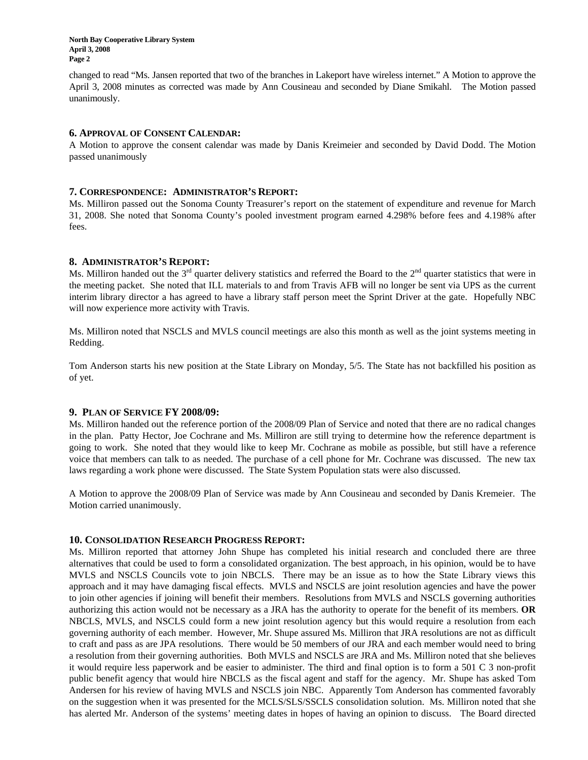changed to read "Ms. Jansen reported that two of the branches in Lakeport have wireless internet." A Motion to approve the April 3, 2008 minutes as corrected was made by Ann Cousineau and seconded by Diane Smikahl. The Motion passed unanimously.

### 6. APPROVAL OF CONSENT CALENDAR:

A Motion to approve the consent calendar was made by Danis Kreimeier and seconded by David Dodd. The Motion passed unanimously

### 7. CORRESPONDENCE: ADMINISTRATOR'S REPORT:

Ms. Milliron passed out the Sonoma County Treasurer's report on the statement of expenditure and revenue for March 31, 2008. She noted that Sonoma County's pooled investment program earned 4.298% before fees and 4.198% after fees.

### 8. ADMINISTRATOR'S REPORT:

Ms. Milliron handed out the 3rd quarter delivery statistics and referred the Board to the 2nd quarter statistics that were in the meeting packet. She noted that ILL materials to and from Travis AFB will no longer be sent via UPS as the current interim library director a has agreed to have a library staff person meet the Sprint Driver at the gate. Hopefully NBC will now experience more activity with Travis.

Ms. Milliron noted that NSCLS and MVLS council meetings are also this month as well as the joint systems meeting in Redding.

Tom Anderson starts his new position at the State Library on Monday, 5/5. The State has not backfilled his position as of yet.

### 9. PLAN OF SERVICE FY 2008/09:

Ms. Milliron handed out the reference portion of the 2008/09 Plan of Service and noted that there are no radical changes in the plan. Patty Hector, Joe Cochrane and Ms. Milliron are still trying to determine how the reference department is going to work. She noted that they would like to keep Mr. Cochrane as mobile as possible, but still have a reference voice that members can talk to as needed. The purchase of a cell phone for Mr. Cochrane was discussed. The new tax laws regarding a work phone were discussed. The State System Population stats were also discussed.

A Motion to approve the 2008/09 Plan of Service was made by Ann Cousineau and seconded by Danis Kremeier. The Motion carried unanimously.

### 10. CONSOLIDATION RESEARCH PROGRESS REPORT:

Ms. Milliron reported that attorney John Shupe has completed his initial research and concluded there are three alternatives that could be used to form a consolidated organization. The best approach, in his opinion, would be to have MVLS and NSCLS Councils vote to join NBCLS. There may be an issue as to how the State Library views this approach and it may have damaging fiscal effects. MVLS and NSCLS are joint resolution agencies and have the power to join other agencies if joining will benefit their members. Resolutions from MVLS and NSCLS governing authorities authorizing this action would not be necessary as a JRA has the authority to operate for the benefit of its members. **OR** NBCLS, MVLS, and NSCLS could form a new joint resolution agency but this would require a resolution from each governing authority of each member. However, Mr. Shupe assured Ms. Milliron that JRA resolutions are not as difficult to craft and pass as are JPA resolutions. There would be 50 members of our JRA and each member would need to bring a resolution from their governing authorities. Both MVLS and NSCLS are JRA and Ms. Milliron noted that she believes it would require less paperwork and be easier to administer. The third and final option is to form a 501 C 3 non-profit public benefit agency that would hire NBCLS as the fiscal agent and staff for the agency. Mr. Shupe has asked Tom Andersen for his review of having MVLS and NSCLS join NBC. Apparently Tom Anderson has commented favorably on the suggestion when it was presented for the MCLS/SLS/SSCLS consolidation solution. Ms. Milliron noted that she has alerted Mr. Anderson of the systems' meeting dates in hopes of having an opinion to discuss. The Board directed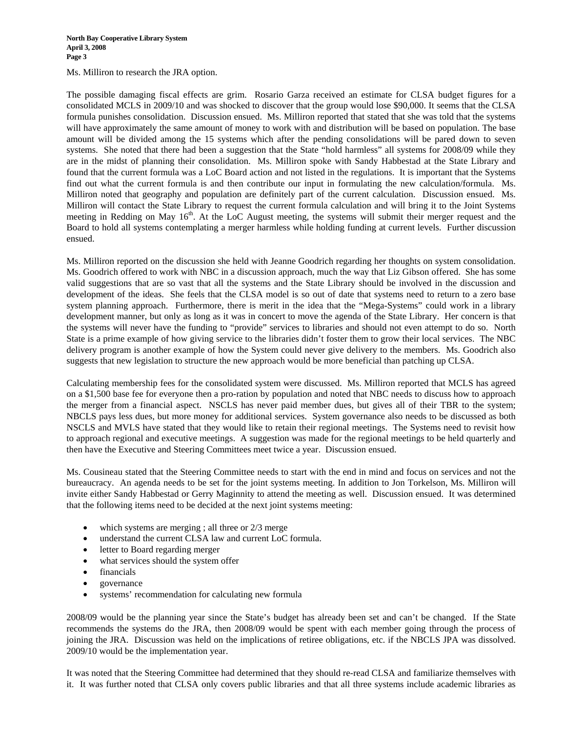Ms. Milliron to research the JRA option.

The possible damaging fiscal effects are grim. Rosario Garza received an estimate for CLSA budget figures for a consolidated MCLS in 2009/10 and was shocked to discover that the group would lose $90,000. It seems that the CLSA formula punishes consolidation. Discussion ensued. Ms. Milliron reported that stated that she was told that the systems will have approximately the same amount of money to work with and distribution will be based on population. The base amount will be divided among the 15 systems which after the pending consolidations will be pared down to seven systems. She noted that there had been a suggestion that the State "hold harmless" all systems for 2008/09 while they are in the midst of planning their consolidation. Ms. Milliron spoke with Sandy Habbestad at the State Library and found that the current formula was a LoC Board action and not listed in the regulations. It is important that the Systems find out what the current formula is and then contribute our input in formulating the new calculation/formula. Ms. Milliron noted that geography and population are definitely part of the current calculation. Discussion ensued. Ms. Milliron will contact the State Library to request the current formula calculation and will bring it to the Joint Systems meeting in Redding on May 16th. At the LoC August meeting, the systems will submit their merger request and the Board to hold all systems contemplating a merger harmless while holding funding at current levels. Further discussion ensued.

Ms. Milliron reported on the discussion she held with Jeanne Goodrich regarding her thoughts on system consolidation. Ms. Goodrich offered to work with NBC in a discussion approach, much the way that Liz Gibson offered. She has some valid suggestions that are so vast that all the systems and the State Library should be involved in the discussion and development of the ideas. She feels that the CLSA model is so out of date that systems need to return to a zero base system planning approach. Furthermore, there is merit in the idea that the "Mega-Systems" could work in a library development manner, but only as long as it was in concert to move the agenda of the State Library. Her concern is that the systems will never have the funding to "provide" services to libraries and should not even attempt to do so. North State is a prime example of how giving service to the libraries didn't foster them to grow their local services. The NBC delivery program is another example of how the System could never give delivery to the members. Ms. Goodrich also suggests that new legislation to structure the new approach would be more beneficial than patching up CLSA.

Calculating membership fees for the consolidated system were discussed. Ms. Milliron reported that MCLS has agreed on a $1,500 base fee for everyone then a pro-ration by population and noted that NBC needs to discuss how to approach the merger from a financial aspect. NSCLS has never paid member dues, but gives all of their TBR to the system; NBCLS pays less dues, but more money for additional services. System governance also needs to be discussed as both NSCLS and MVLS have stated that they would like to retain their regional meetings. The Systems need to revisit how to approach regional and executive meetings. A suggestion was made for the regional meetings to be held quarterly and then have the Executive and Steering Committees meet twice a year. Discussion ensued.

Ms. Cousineau stated that the Steering Committee needs to start with the end in mind and focus on services and not the bureaucracy. An agenda needs to be set for the joint systems meeting. In addition to Jon Torkelson, Ms. Milliron will invite either Sandy Habbestad or Gerry Maginnity to attend the meeting as well. Discussion ensued. It was determined that the following items need to be decided at the next joint systems meeting:

- which systems are merging ; all three or 2/3 merge
- understand the current CLSA law and current LoC formula.
- letter to Board regarding merger
- what services should the system offer
- financials
- governance
- systems' recommendation for calculating new formula

2008/09 would be the planning year since the State's budget has already been set and can't be changed. If the State recommends the systems do the JRA, then 2008/09 would be spent with each member going through the process of joining the JRA. Discussion was held on the implications of retiree obligations, etc. if the NBCLS JPA was dissolved. 2009/10 would be the implementation year.

It was noted that the Steering Committee had determined that they should re-read CLSA and familiarize themselves with it. It was further noted that CLSA only covers public libraries and that all three systems include academic libraries as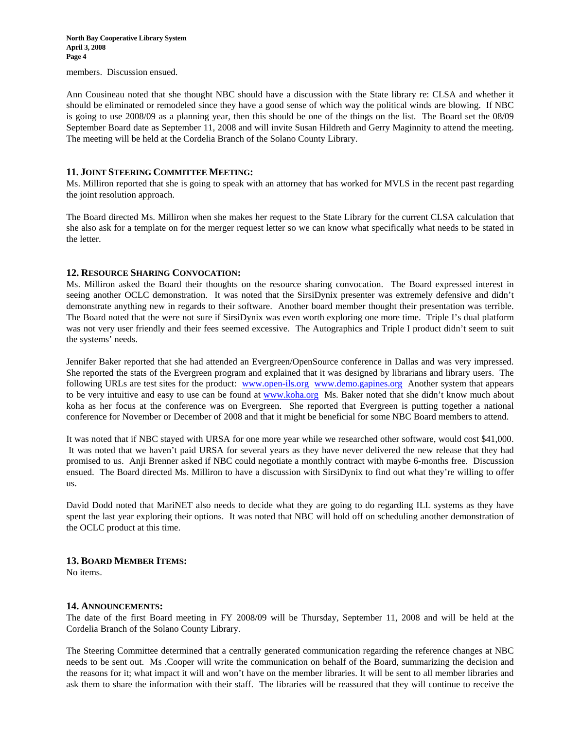members. Discussion ensued.

Ann Cousineau noted that she thought NBC should have a discussion with the State library re: CLSA and whether it should be eliminated or remodeled since they have a good sense of which way the political winds are blowing. If NBC is going to use 2008/09 as a planning year, then this should be one of the things on the list. The Board set the 08/09 September Board date as September 11, 2008 and will invite Susan Hildreth and Gerry Maginnity to attend the meeting. The meeting will be held at the Cordelia Branch of the Solano County Library.

### 11. JOINT STEERING COMMITTEE MEETING:

Ms. Milliron reported that she is going to speak with an attorney that has worked for MVLS in the recent past regarding the joint resolution approach.

The Board directed Ms. Milliron when she makes her request to the State Library for the current CLSA calculation that she also ask for a template on for the merger request letter so we can know what specifically what needs to be stated in the letter.

### 12. RESOURCE SHARING CONVOCATION:

Ms. Milliron asked the Board their thoughts on the resource sharing convocation. The Board expressed interest in seeing another OCLC demonstration. It was noted that the SirsiDynix presenter was extremely defensive and didn't demonstrate anything new in regards to their software. Another board member thought their presentation was terrible. The Board noted that the were not sure if SirsiDynix was even worth exploring one more time. Triple I's dual platform was not very user friendly and their fees seemed excessive. The Autographics and Triple I product didn't seem to suit the systems' needs.

Jennifer Baker reported that she had attended an Evergreen/OpenSource conference in Dallas and was very impressed. She reported the stats of the Evergreen program and explained that it was designed by librarians and library users. The following URLs are test sites for the product: www.open-ils.org www.demo.gapines.org Another system that appears to be very intuitive and easy to use can be found at www.koha.org Ms. Baker noted that she didn't know much about koha as her focus at the conference was on Evergreen. She reported that Evergreen is putting together a national conference for November or December of 2008 and that it might be beneficial for some NBC Board members to attend.

It was noted that if NBC stayed with URSA for one more year while we researched other software, would cost $41,000. It was noted that we haven't paid URSA for several years as they have never delivered the new release that they had promised to us. Anji Brenner asked if NBC could negotiate a monthly contract with maybe 6-months free. Discussion ensued. The Board directed Ms. Milliron to have a discussion with SirsiDynix to find out what they're willing to offer us.

David Dodd noted that MariNET also needs to decide what they are going to do regarding ILL systems as they have spent the last year exploring their options. It was noted that NBC will hold off on scheduling another demonstration of the OCLC product at this time.

### 13. BOARD MEMBER ITEMS:

No items.

### 14. ANNOUNCEMENTS:

The date of the first Board meeting in FY 2008/09 will be Thursday, September 11, 2008 and will be held at the Cordelia Branch of the Solano County Library.

The Steering Committee determined that a centrally generated communication regarding the reference changes at NBC needs to be sent out. Ms .Cooper will write the communication on behalf of the Board, summarizing the decision and the reasons for it; what impact it will and won't have on the member libraries. It will be sent to all member libraries and ask them to share the information with their staff. The libraries will be reassured that they will continue to receive the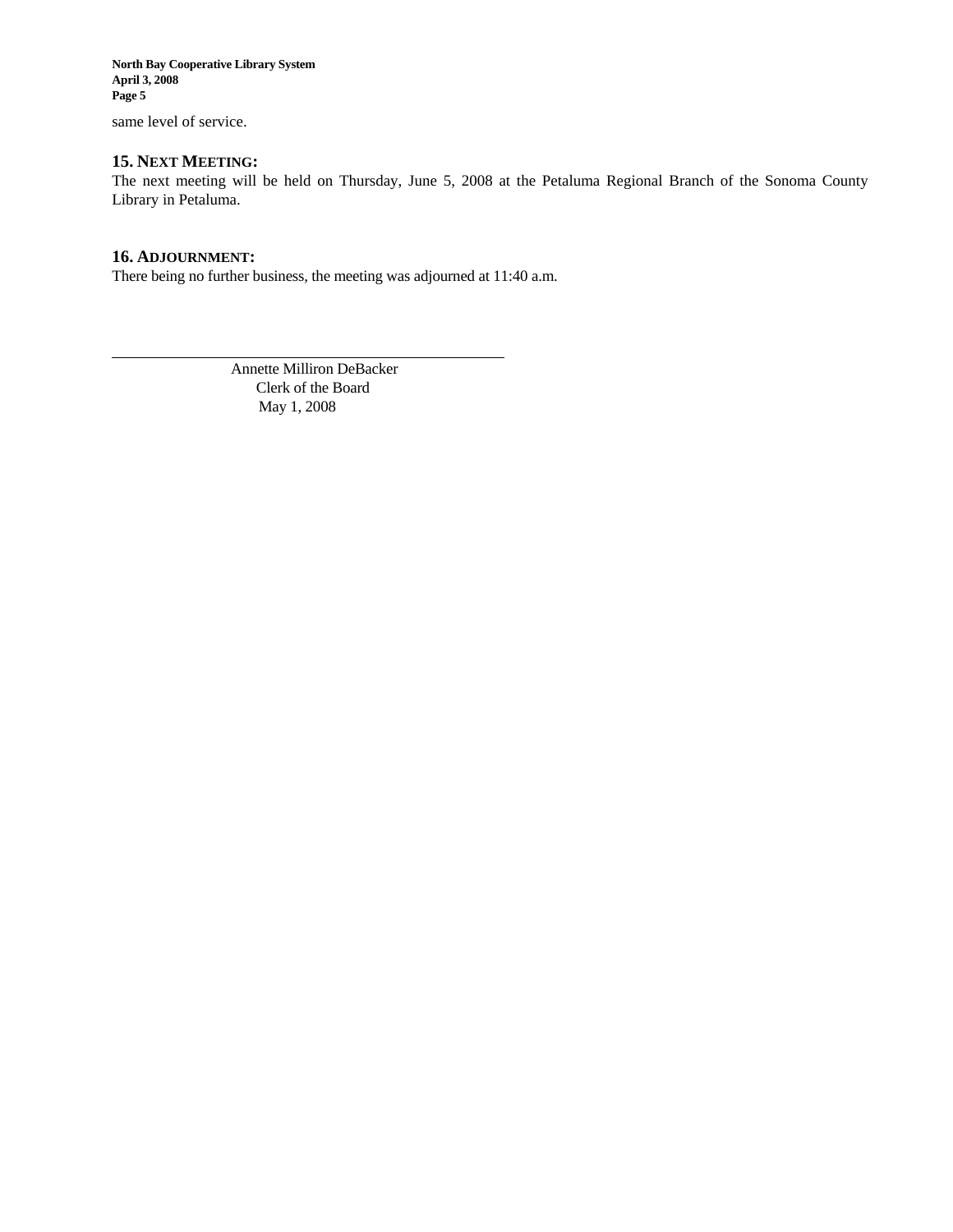same level of service.

## 15. Next Meeting:

The next meeting will be held on Thursday, June 5, 2008 at the Petaluma Regional Branch of the Sonoma County Library in Petaluma.

## 16. Adjournment:

There being no further business, the meeting was adjourned at 11:40 a.m.

\_\_\_\_\_\_\_\_\_\_\_\_\_\_\_\_\_\_\_\_\_\_\_\_\_\_\_\_\_\_\_\_\_\_\_\_\_\_\_\_

Annette Milliron DeBacker
Clerk of the Board
May 1, 2008